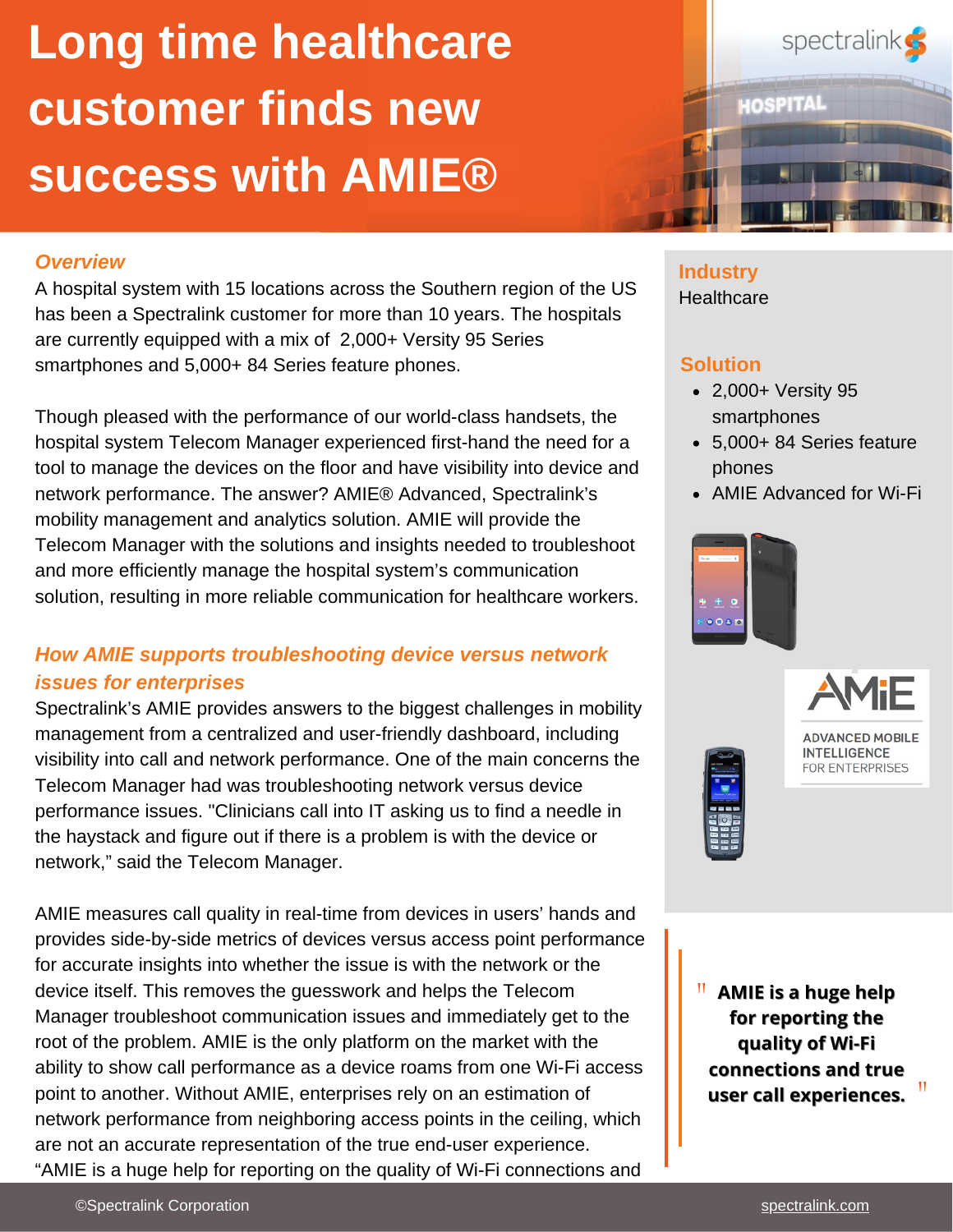# Long time healthcare customer finds new success with AMIE®

### *Overview*

A hospital system with 15 locations across the Southern region of the US has been a Spectralink customer for more than 10 years. The hospitals are currently equipped with a mix of 2,000+ Versity 95 Series smartphones and 5,000+ 84 Series feature phones.

Though pleased with the performance of our world-class handsets, the hospital system Telecom Manager experienced first-hand the need for a tool to manage the devices on the floor and have visibility into device and network performance. The answer? AMIE® Advanced, Spectralink's mobility management and analytics solution. AMIE will provide the Telecom Manager with the solutions and insights needed to troubleshoot and more efficiently manage the hospital system's communication solution, resulting in more reliable communication for healthcare workers.

### *How AMIE supports troubleshooting device versus network issues for enterprises*

Spectralink's AMIE provides answers to the biggest challenges in mobility management from a centralized and user-friendly dashboard, including visibility into call and network performance. One of the main concerns the Telecom Manager had was troubleshooting network versus device performance issues. "Clinicians call into IT asking us to find a needle in the haystack and figure out if there is a problem is with the device or network," said the Telecom Manager.

AMIE measures call quality in real-time from devices in users' hands and provides side-by-side metrics of devices versus access point performance for accurate insights into whether the issue is with the network or the device itself. This removes the guesswork and helps the Telecom Manager troubleshoot communication issues and immediately get to the root of the problem. AMIE is the only platform on the market with the ability to show call performance as a device roams from one Wi-Fi access point to another. Without AMIE, enterprises rely on an estimation of network performance from neighboring access points in the ceiling, which are not an accurate representation of the true end-user experience. "AMIE is a huge help for reporting on the quality of Wi-Fi connections and

### Industry

Healthcare

### Solution

- 2,000+ Versity 95 smartphones
- 5,000+ 84 Series feature phones
- AMIE Advanced for Wi-Fi

AMIE
ADVANCED MOBILE INTELLIGENCE FOR ENTERPRISES

> **"AMIE is a huge help for reporting the quality of Wi-Fi connections and true user call experiences."**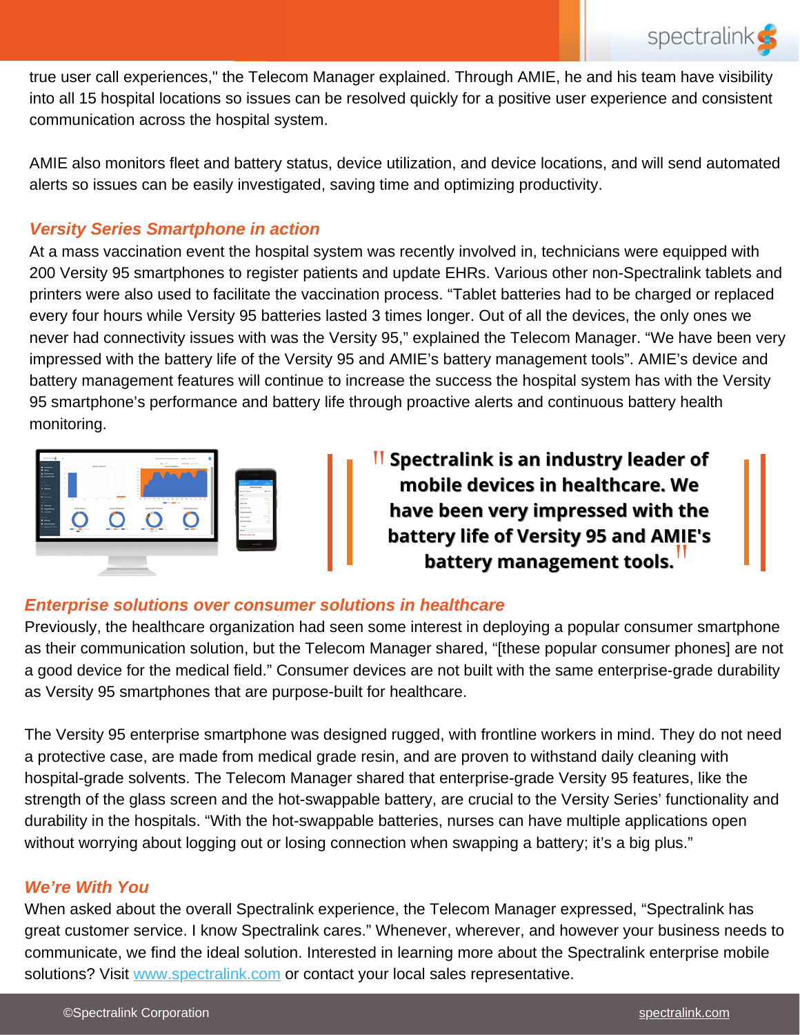true user call experiences," the Telecom Manager explained. Through AMIE, he and his team have visibility into all 15 hospital locations so issues can be resolved quickly for a positive user experience and consistent communication across the hospital system.

AMIE also monitors fleet and battery status, device utilization, and device locations, and will send automated alerts so issues can be easily investigated, saving time and optimizing productivity.

## *Versity Series Smartphone in action*

At a mass vaccination event the hospital system was recently involved in, technicians were equipped with 200 Versity 95 smartphones to register patients and update EHRs. Various other non-Spectralink tablets and printers were also used to facilitate the vaccination process. "Tablet batteries had to be charged or replaced every four hours while Versity 95 batteries lasted 3 times longer. Out of all the devices, the only ones we never had connectivity issues with was the Versity 95," explained the Telecom Manager. "We have been very impressed with the battery life of the Versity 95 and AMIE's battery management tools". AMIE's device and battery management features will continue to increase the success the hospital system has with the Versity 95 smartphone's performance and battery life through proactive alerts and continuous battery health monitoring.

> **"Spectralink is an industry leader of mobile devices in healthcare. We have been very impressed with the battery life of Versity 95 and AMIE's battery management tools."**

## *Enterprise solutions over consumer solutions in healthcare*

Previously, the healthcare organization had seen some interest in deploying a popular consumer smartphone as their communication solution, but the Telecom Manager shared, "[these popular consumer phones] are not a good device for the medical field." Consumer devices are not built with the same enterprise-grade durability as Versity 95 smartphones that are purpose-built for healthcare.

The Versity 95 enterprise smartphone was designed rugged, with frontline workers in mind. They do not need a protective case, are made from medical grade resin, and are proven to withstand daily cleaning with hospital-grade solvents. The Telecom Manager shared that enterprise-grade Versity 95 features, like the strength of the glass screen and the hot-swappable battery, are crucial to the Versity Series' functionality and durability in the hospitals. "With the hot-swappable batteries, nurses can have multiple applications open without worrying about logging out or losing connection when swapping a battery; it's a big plus."

## *We're With You*

When asked about the overall Spectralink experience, the Telecom Manager expressed, "Spectralink has great customer service. I know Spectralink cares." Whenever, wherever, and however your business needs to communicate, we find the ideal solution. Interested in learning more about the Spectralink enterprise mobile solutions? Visit [www.spectralink.com](http://www.spectralink.com) or contact your local sales representative.